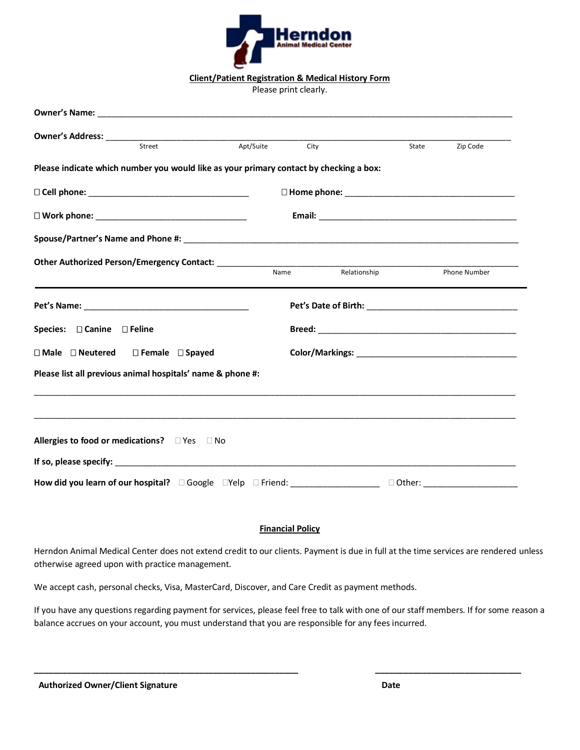Herndon
Animal Medical Center

**Client/Patient Registration & Medical History Form**

Please print clearly.

**Owner's Name:** ______________________________________________________________________________

**Owner's Address:** ____________________________________________________________________________
Street | Apt/Suite | City | State | Zip Code

**Please indicate which number you would like as your primary contact by checking a box:**

☐ **Cell phone:** ________________________________ ☐ **Home phone:** __________________________________

☐ **Work phone:** ______________________________ **Email:** ____________________________________________

**Spouse/Partner's Name and Phone #:** __________________________________________________________________

**Other Authorized Person/Emergency Contact:** ___________________________________________________________
Name | Relationship | Phone Number

---

**Pet's Name:** ________________________________ **Pet's Date of Birth:** ______________________________

**Species:** ☐ **Canine** ☐ **Feline** **Breed:** ________________________________________

☐ **Male** ☐ **Neutered** ☐ **Female** ☐ **Spayed** **Color/Markings:** ________________________________

**Please list all previous animal hospitals' name & phone #:**

______________________________________________________________________________________________

______________________________________________________________________________________________

**Allergies to food or medications?** ☐ Yes ☐ No

**If so, please specify:** _______________________________________________________________________________

**How did you learn of our hospital?** ☐ Google ☐ Yelp ☐ Friend: _________________ ☐ Other: __________________

**Financial Policy**

Herndon Animal Medical Center does not extend credit to our clients. Payment is due in full at the time services are rendered unless otherwise agreed upon with practice management.

We accept cash, personal checks, Visa, MasterCard, Discover, and Care Credit as payment methods.

If you have any questions regarding payment for services, please feel free to talk with one of our staff members. If for some reason a balance accrues on your account, you must understand that you are responsible for any fees incurred.

________________________________________________ ______________________________

**Authorized Owner/Client Signature** **Date**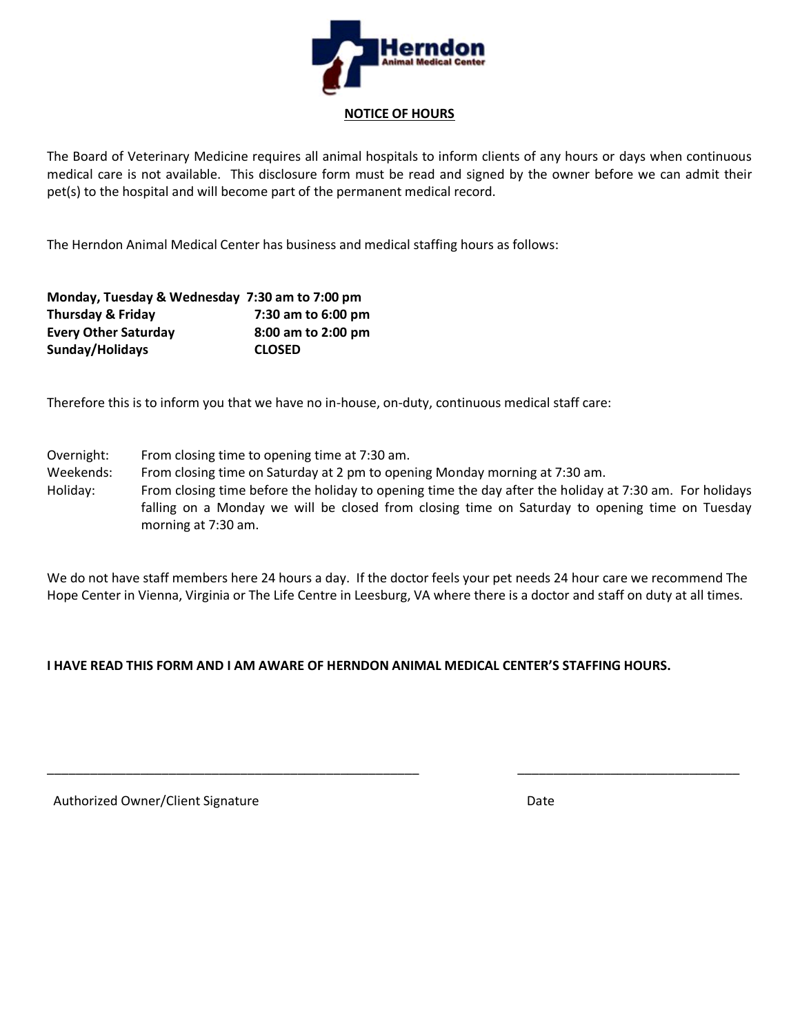Herndon
Animal Medical Center

**NOTICE OF HOURS**

The Board of Veterinary Medicine requires all animal hospitals to inform clients of any hours or days when continuous medical care is not available. This disclosure form must be read and signed by the owner before we can admit their pet(s) to the hospital and will become part of the permanent medical record.

The Herndon Animal Medical Center has business and medical staffing hours as follows:

| | |
|---|---|
| **Monday, Tuesday & Wednesday** | **7:30 am to 7:00 pm** |
| **Thursday & Friday** | **7:30 am to 6:00 pm** |
| **Every Other Saturday** | **8:00 am to 2:00 pm** |
| **Sunday/Holidays** | **CLOSED** |

Therefore this is to inform you that we have no in-house, on-duty, continuous medical staff care:

| | |
|---|---|
| Overnight: | From closing time to opening time at 7:30 am. |
| Weekends: | From closing time on Saturday at 2 pm to opening Monday morning at 7:30 am. |
| Holiday: | From closing time before the holiday to opening time the day after the holiday at 7:30 am. For holidays falling on a Monday we will be closed from closing time on Saturday to opening time on Tuesday morning at 7:30 am. |

We do not have staff members here 24 hours a day. If the doctor feels your pet needs 24 hour care we recommend The Hope Center in Vienna, Virginia or The Life Centre in Leesburg, VA where there is a doctor and staff on duty at all times.

**I HAVE READ THIS FORM AND I AM AWARE OF HERNDON ANIMAL MEDICAL CENTER'S STAFFING HOURS.**

_______________________________________________ ____________________________

Authorized Owner/Client Signature Date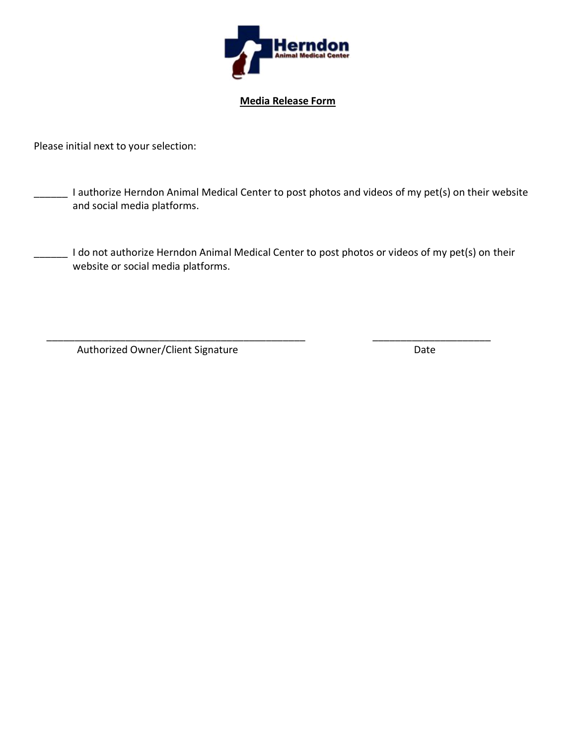Herndon
Animal Medical Center

**Media Release Form**

Please initial next to your selection:

______ I authorize Herndon Animal Medical Center to post photos and videos of my pet(s) on their website and social media platforms.

______ I do not authorize Herndon Animal Medical Center to post photos or videos of my pet(s) on their website or social media platforms.

_______________________________________________ &nbsp;&nbsp;&nbsp;&nbsp; _____________________

Authorized Owner/Client Signature &nbsp;&nbsp;&nbsp;&nbsp; Date